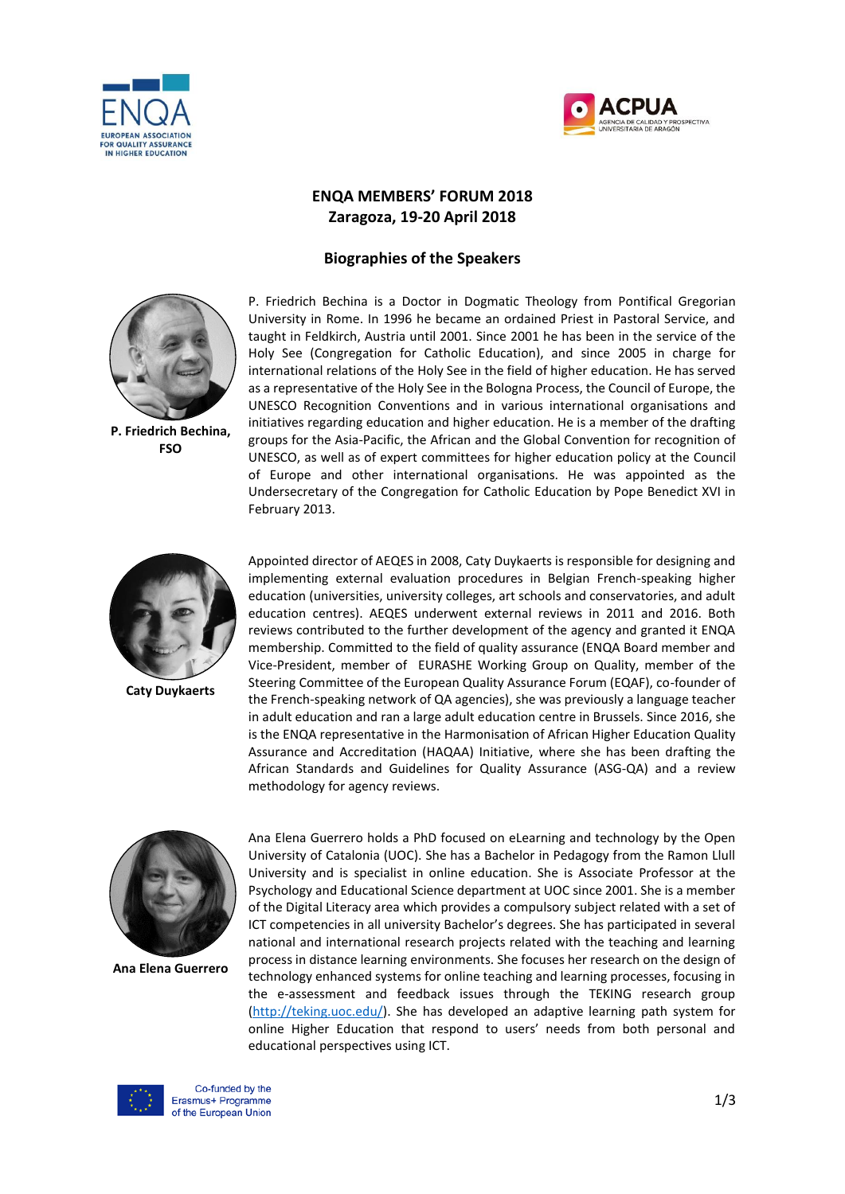# ENQA MEMBERS' FORUM 2018
## Zaragoza, 19-20 April 2018

### Biographies of the Speakers

**P. Friedrich Bechina, FSO**

P. Friedrich Bechina is a Doctor in Dogmatic Theology from Pontifical Gregorian University in Rome. In 1996 he became an ordained Priest in Pastoral Service, and taught in Feldkirch, Austria until 2001. Since 2001 he has been in the service of the Holy See (Congregation for Catholic Education), and since 2005 in charge for international relations of the Holy See in the field of higher education. He has served as a representative of the Holy See in the Bologna Process, the Council of Europe, the UNESCO Recognition Conventions and in various international organisations and initiatives regarding education and higher education. He is a member of the drafting groups for the Asia-Pacific, the African and the Global Convention for recognition of UNESCO, as well as of expert committees for higher education policy at the Council of Europe and other international organisations. He was appointed as the Undersecretary of the Congregation for Catholic Education by Pope Benedict XVI in February 2013.

**Caty Duykaerts**

Appointed director of AEQES in 2008, Caty Duykaerts is responsible for designing and implementing external evaluation procedures in Belgian French-speaking higher education (universities, university colleges, art schools and conservatories, and adult education centres). AEQES underwent external reviews in 2011 and 2016. Both reviews contributed to the further development of the agency and granted it ENQA membership. Committed to the field of quality assurance (ENQA Board member and Vice-President, member of EURASHE Working Group on Quality, member of the Steering Committee of the European Quality Assurance Forum (EQAF), co-founder of the French-speaking network of QA agencies), she was previously a language teacher in adult education and ran a large adult education centre in Brussels. Since 2016, she is the ENQA representative in the Harmonisation of African Higher Education Quality Assurance and Accreditation (HAQAA) Initiative, where she has been drafting the African Standards and Guidelines for Quality Assurance (ASG-QA) and a review methodology for agency reviews.

**Ana Elena Guerrero**

Ana Elena Guerrero holds a PhD focused on eLearning and technology by the Open University of Catalonia (UOC). She has a Bachelor in Pedagogy from the Ramon Llull University and is specialist in online education. She is Associate Professor at the Psychology and Educational Science department at UOC since 2001. She is a member of the Digital Literacy area which provides a compulsory subject related with a set of ICT competencies in all university Bachelor's degrees. She has participated in several national and international research projects related with the teaching and learning process in distance learning environments. She focuses her research on the design of technology enhanced systems for online teaching and learning processes, focusing in the e-assessment and feedback issues through the TEKING research group (http://teking.uoc.edu/). She has developed an adaptive learning path system for online Higher Education that respond to users' needs from both personal and educational perspectives using ICT.

Co-funded by the Erasmus+ Programme of the European Union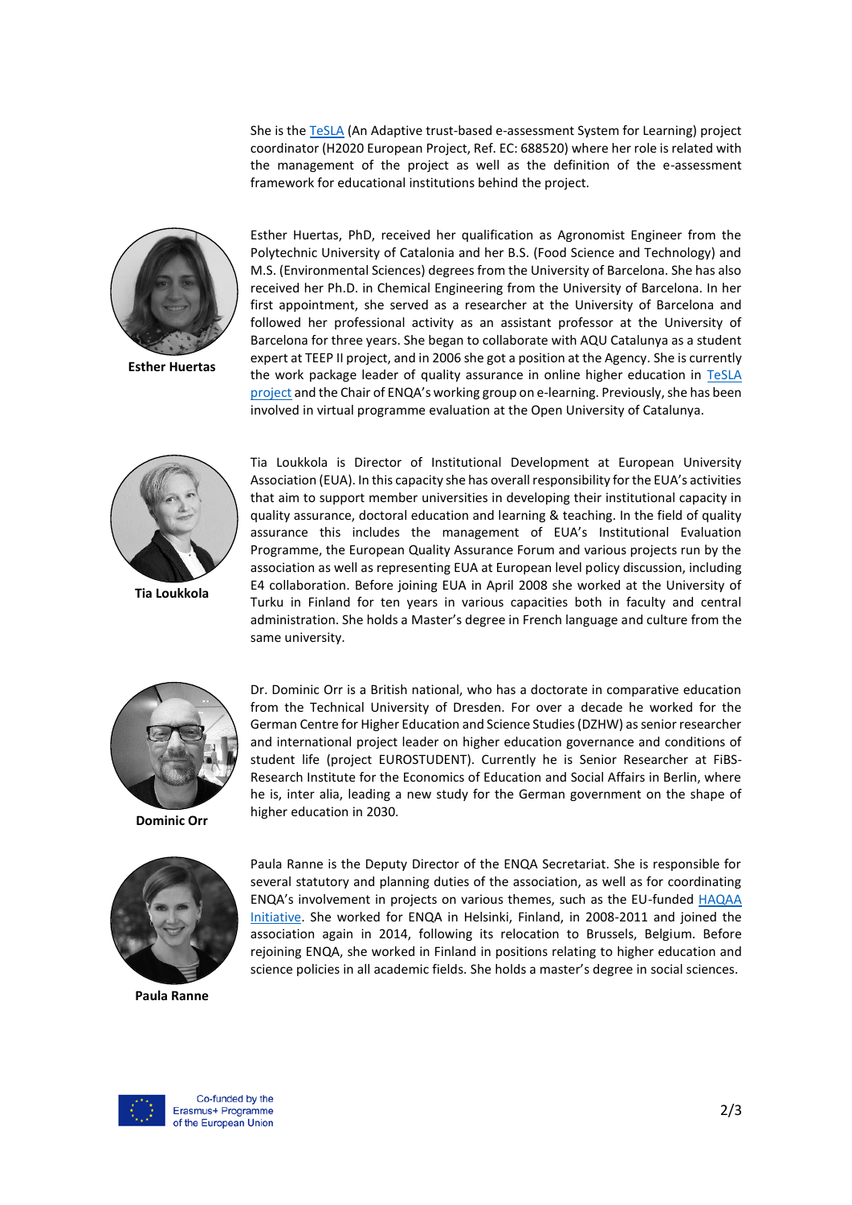She is the TeSLA (An Adaptive trust-based e-assessment System for Learning) project coordinator (H2020 European Project, Ref. EC: 688520) where her role is related with the management of the project as well as the definition of the e-assessment framework for educational institutions behind the project.

**Esther Huertas**

Esther Huertas, PhD, received her qualification as Agronomist Engineer from the Polytechnic University of Catalonia and her B.S. (Food Science and Technology) and M.S. (Environmental Sciences) degrees from the University of Barcelona. She has also received her Ph.D. in Chemical Engineering from the University of Barcelona. In her first appointment, she served as a researcher at the University of Barcelona and followed her professional activity as an assistant professor at the University of Barcelona for three years. She began to collaborate with AQU Catalunya as a student expert at TEEP II project, and in 2006 she got a position at the Agency. She is currently the work package leader of quality assurance in online higher education in TeSLA project and the Chair of ENQA's working group on e-learning. Previously, she has been involved in virtual programme evaluation at the Open University of Catalunya.

**Tia Loukkola**

Tia Loukkola is Director of Institutional Development at European University Association (EUA). In this capacity she has overall responsibility for the EUA's activities that aim to support member universities in developing their institutional capacity in quality assurance, doctoral education and learning & teaching. In the field of quality assurance this includes the management of EUA's Institutional Evaluation Programme, the European Quality Assurance Forum and various projects run by the association as well as representing EUA at European level policy discussion, including E4 collaboration. Before joining EUA in April 2008 she worked at the University of Turku in Finland for ten years in various capacities both in faculty and central administration. She holds a Master's degree in French language and culture from the same university.

**Dominic Orr**

Dr. Dominic Orr is a British national, who has a doctorate in comparative education from the Technical University of Dresden. For over a decade he worked for the German Centre for Higher Education and Science Studies (DZHW) as senior researcher and international project leader on higher education governance and conditions of student life (project EUROSTUDENT). Currently he is Senior Researcher at FiBS-Research Institute for the Economics of Education and Social Affairs in Berlin, where he is, inter alia, leading a new study for the German government on the shape of higher education in 2030.

**Paula Ranne**

Paula Ranne is the Deputy Director of the ENQA Secretariat. She is responsible for several statutory and planning duties of the association, as well as for coordinating ENQA's involvement in projects on various themes, such as the EU-funded HAQAA Initiative. She worked for ENQA in Helsinki, Finland, in 2008-2011 and joined the association again in 2014, following its relocation to Brussels, Belgium. Before rejoining ENQA, she worked in Finland in positions relating to higher education and science policies in all academic fields. She holds a master's degree in social sciences.

Co-funded by the Erasmus+ Programme of the European Union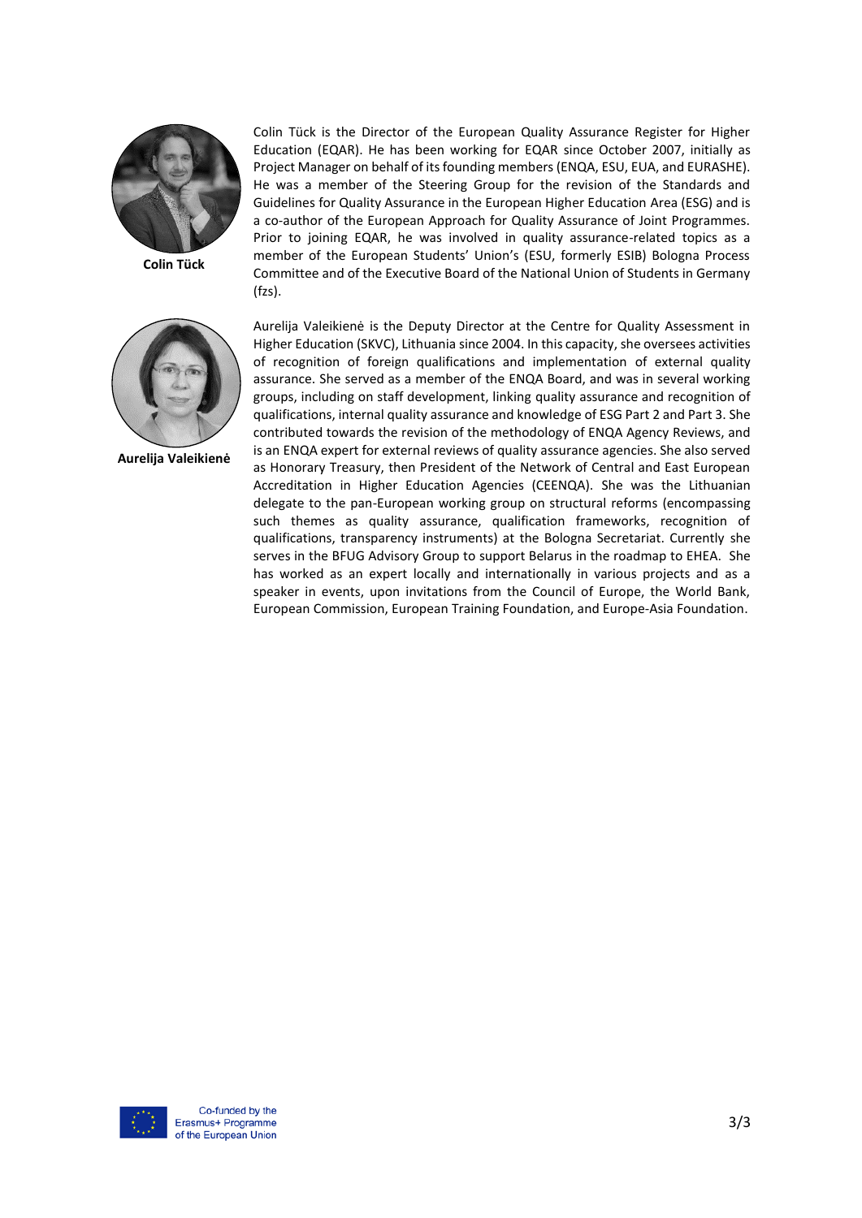**Colin Tück**

Colin Tück is the Director of the European Quality Assurance Register for Higher Education (EQAR). He has been working for EQAR since October 2007, initially as Project Manager on behalf of its founding members (ENQA, ESU, EUA, and EURASHE). He was a member of the Steering Group for the revision of the Standards and Guidelines for Quality Assurance in the European Higher Education Area (ESG) and is a co-author of the European Approach for Quality Assurance of Joint Programmes. Prior to joining EQAR, he was involved in quality assurance-related topics as a member of the European Students' Union's (ESU, formerly ESIB) Bologna Process Committee and of the Executive Board of the National Union of Students in Germany (fzs).

**Aurelija Valeikienė**

Aurelija Valeikienė is the Deputy Director at the Centre for Quality Assessment in Higher Education (SKVC), Lithuania since 2004. In this capacity, she oversees activities of recognition of foreign qualifications and implementation of external quality assurance. She served as a member of the ENQA Board, and was in several working groups, including on staff development, linking quality assurance and recognition of qualifications, internal quality assurance and knowledge of ESG Part 2 and Part 3. She contributed towards the revision of the methodology of ENQA Agency Reviews, and is an ENQA expert for external reviews of quality assurance agencies. She also served as Honorary Treasury, then President of the Network of Central and East European Accreditation in Higher Education Agencies (CEENQA). She was the Lithuanian delegate to the pan-European working group on structural reforms (encompassing such themes as quality assurance, qualification frameworks, recognition of qualifications, transparency instruments) at the Bologna Secretariat. Currently she serves in the BFUG Advisory Group to support Belarus in the roadmap to EHEA. She has worked as an expert locally and internationally in various projects and as a speaker in events, upon invitations from the Council of Europe, the World Bank, European Commission, European Training Foundation, and Europe-Asia Foundation.

Co-funded by the Erasmus+ Programme of the European Union